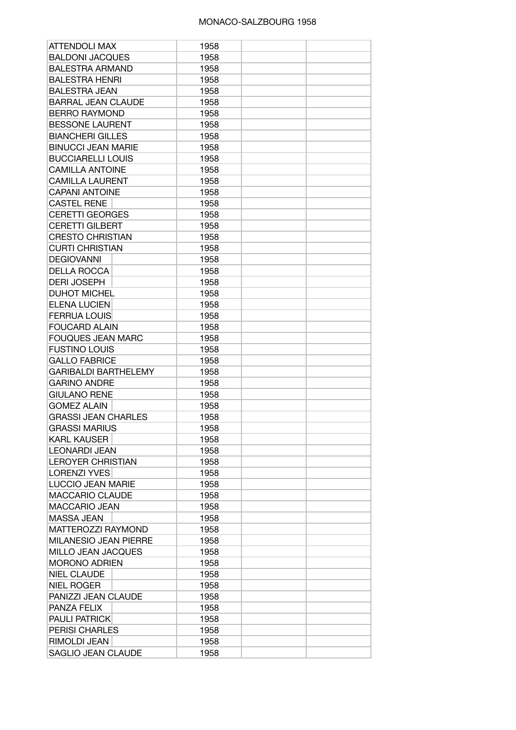# MONACO-SALZBOURG 1958

| | | | |
|---|---|---|---|
| ATTENDOLI MAX | 1958 | | |
| BALDONI JACQUES | 1958 | | |
| BALESTRA ARMAND | 1958 | | |
| BALESTRA HENRI | 1958 | | |
| BALESTRA JEAN | 1958 | | |
| BARRAL JEAN CLAUDE | 1958 | | |
| BERRO RAYMOND | 1958 | | |
| BESSONE LAURENT | 1958 | | |
| BIANCHERI GILLES | 1958 | | |
| BINUCCI JEAN MARIE | 1958 | | |
| BUCCIARELLI LOUIS | 1958 | | |
| CAMILLA ANTOINE | 1958 | | |
| CAMILLA LAURENT | 1958 | | |
| CAPANI ANTOINE | 1958 | | |
| CASTEL RENE | 1958 | | |
| CERETTI GEORGES | 1958 | | |
| CERETTI GILBERT | 1958 | | |
| CRESTO CHRISTIAN | 1958 | | |
| CURTI CHRISTIAN | 1958 | | |
| DEGIOVANNI | 1958 | | |
| DELLA ROCCA | 1958 | | |
| DERI JOSEPH | 1958 | | |
| DUHOT MICHEL | 1958 | | |
| ELENA LUCIEN | 1958 | | |
| FERRUA LOUIS | 1958 | | |
| FOUCARD ALAIN | 1958 | | |
| FOUQUES JEAN MARC | 1958 | | |
| FUSTINO LOUIS | 1958 | | |
| GALLO FABRICE | 1958 | | |
| GARIBALDI BARTHELEMY | 1958 | | |
| GARINO ANDRE | 1958 | | |
| GIULANO RENE | 1958 | | |
| GOMEZ ALAIN | 1958 | | |
| GRASSI JEAN CHARLES | 1958 | | |
| GRASSI MARIUS | 1958 | | |
| KARL KAUSER | 1958 | | |
| LEONARDI JEAN | 1958 | | |
| LEROYER CHRISTIAN | 1958 | | |
| LORENZI YVES | 1958 | | |
| LUCCIO JEAN MARIE | 1958 | | |
| MACCARIO CLAUDE | 1958 | | |
| MACCARIO JEAN | 1958 | | |
| MASSA JEAN | 1958 | | |
| MATTEROZZI RAYMOND | 1958 | | |
| MILANESIO JEAN PIERRE | 1958 | | |
| MILLO JEAN JACQUES | 1958 | | |
| MORONO ADRIEN | 1958 | | |
| NIEL CLAUDE | 1958 | | |
| NIEL ROGER | 1958 | | |
| PANIZZI JEAN CLAUDE | 1958 | | |
| PANZA FELIX | 1958 | | |
| PAULI PATRICK | 1958 | | |
| PERISI CHARLES | 1958 | | |
| RIMOLDI JEAN | 1958 | | |
| SAGLIO JEAN CLAUDE | 1958 | | |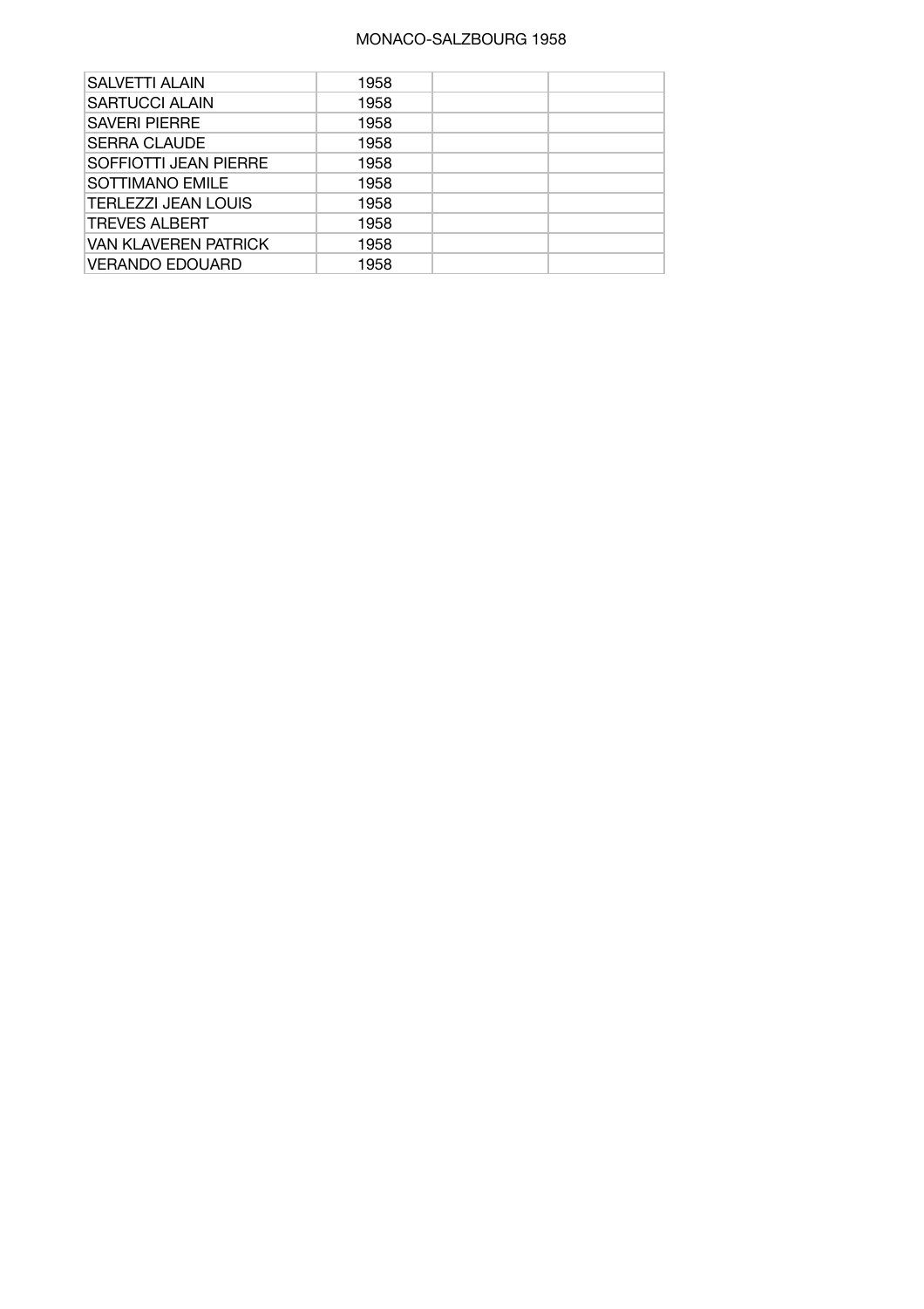| | | | |
|---|---|---|---|
| SALVETTI ALAIN | 1958 | | |
| SARTUCCI ALAIN | 1958 | | |
| SAVERI PIERRE | 1958 | | |
| SERRA CLAUDE | 1958 | | |
| SOFFIOTTI JEAN PIERRE | 1958 | | |
| SOTTIMANO EMILE | 1958 | | |
| TERLEZZI JEAN LOUIS | 1958 | | |
| TREVES ALBERT | 1958 | | |
| VAN KLAVEREN PATRICK | 1958 | | |
| VERANDO EDOUARD | 1958 | | |